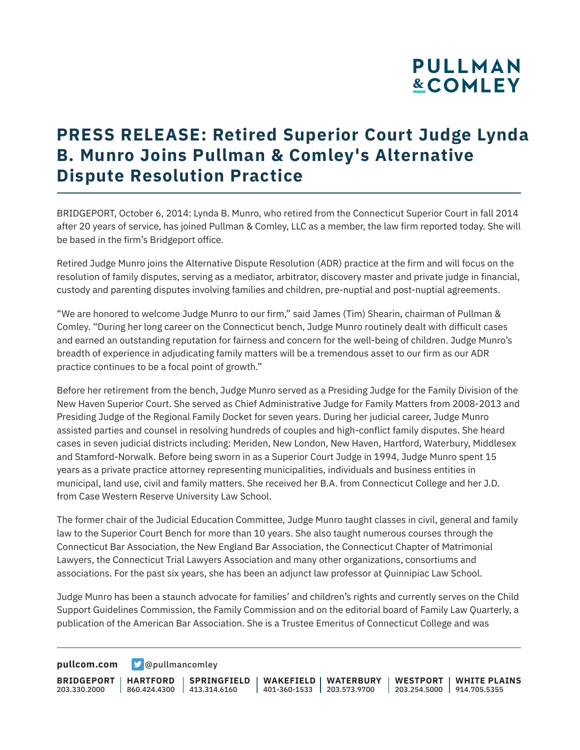# PRESS RELEASE: Retired Superior Court Judge Lynda B. Munro Joins Pullman & Comley's Alternative Dispute Resolution Practice

BRIDGEPORT, October 6, 2014: Lynda B. Munro, who retired from the Connecticut Superior Court in fall 2014 after 20 years of service, has joined Pullman & Comley, LLC as a member, the law firm reported today. She will be based in the firm's Bridgeport office.

Retired Judge Munro joins the Alternative Dispute Resolution (ADR) practice at the firm and will focus on the resolution of family disputes, serving as a mediator, arbitrator, discovery master and private judge in financial, custody and parenting disputes involving families and children, pre-nuptial and post-nuptial agreements.

"We are honored to welcome Judge Munro to our firm," said James (Tim) Shearin, chairman of Pullman & Comley. "During her long career on the Connecticut bench, Judge Munro routinely dealt with difficult cases and earned an outstanding reputation for fairness and concern for the well-being of children. Judge Munro's breadth of experience in adjudicating family matters will be a tremendous asset to our firm as our ADR practice continues to be a focal point of growth."

Before her retirement from the bench, Judge Munro served as a Presiding Judge for the Family Division of the New Haven Superior Court. She served as Chief Administrative Judge for Family Matters from 2008-2013 and Presiding Judge of the Regional Family Docket for seven years. During her judicial career, Judge Munro assisted parties and counsel in resolving hundreds of couples and high-conflict family disputes. She heard cases in seven judicial districts including: Meriden, New London, New Haven, Hartford, Waterbury, Middlesex and Stamford-Norwalk. Before being sworn in as a Superior Court Judge in 1994, Judge Munro spent 15 years as a private practice attorney representing municipalities, individuals and business entities in municipal, land use, civil and family matters. She received her B.A. from Connecticut College and her J.D. from Case Western Reserve University Law School.

The former chair of the Judicial Education Committee, Judge Munro taught classes in civil, general and family law to the Superior Court Bench for more than 10 years. She also taught numerous courses through the Connecticut Bar Association, the New England Bar Association, the Connecticut Chapter of Matrimonial Lawyers, the Connecticut Trial Lawyers Association and many other organizations, consortiums and associations. For the past six years, she has been an adjunct law professor at Quinnipiac Law School.

Judge Munro has been a staunch advocate for families' and children's rights and currently serves on the Child Support Guidelines Commission, the Family Commission and on the editorial board of Family Law Quarterly, a publication of the American Bar Association. She is a Trustee Emeritus of Connecticut College and was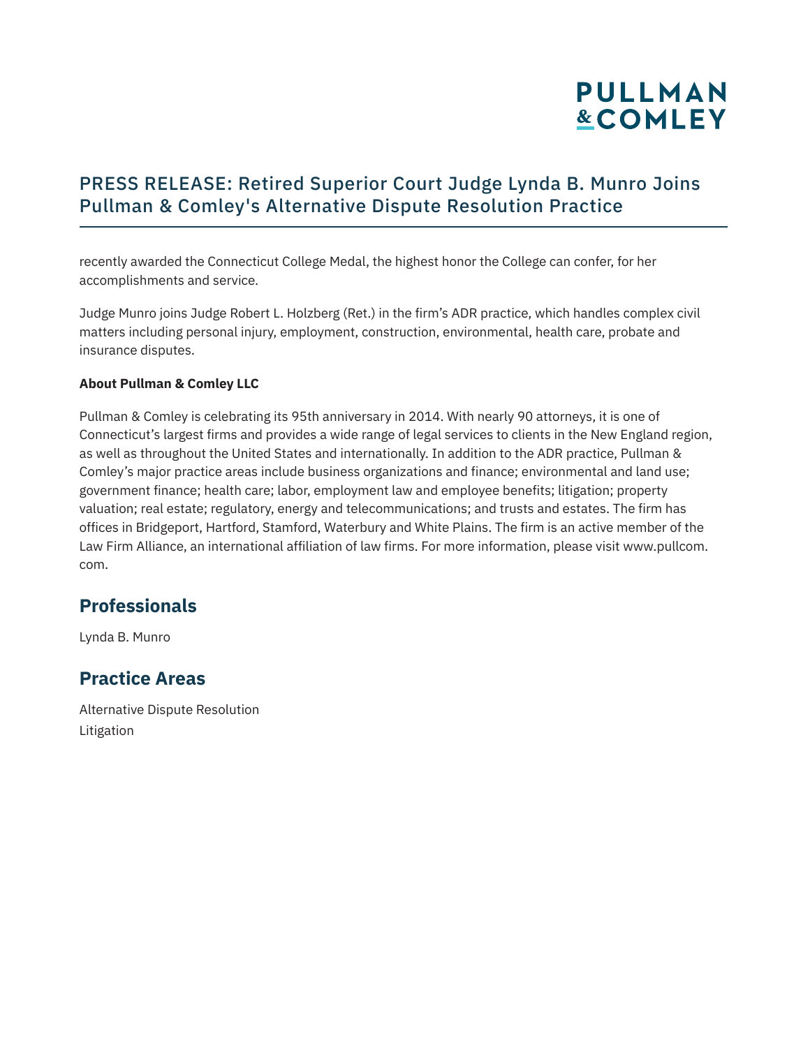# PRESS RELEASE: Retired Superior Court Judge Lynda B. Munro Joins Pullman & Comley's Alternative Dispute Resolution Practice

recently awarded the Connecticut College Medal, the highest honor the College can confer, for her accomplishments and service.

Judge Munro joins Judge Robert L. Holzberg (Ret.) in the firm's ADR practice, which handles complex civil matters including personal injury, employment, construction, environmental, health care, probate and insurance disputes.

**About Pullman & Comley LLC**

Pullman & Comley is celebrating its 95th anniversary in 2014. With nearly 90 attorneys, it is one of Connecticut's largest firms and provides a wide range of legal services to clients in the New England region, as well as throughout the United States and internationally. In addition to the ADR practice, Pullman & Comley's major practice areas include business organizations and finance; environmental and land use; government finance; health care; labor, employment law and employee benefits; litigation; property valuation; real estate; regulatory, energy and telecommunications; and trusts and estates. The firm has offices in Bridgeport, Hartford, Stamford, Waterbury and White Plains. The firm is an active member of the Law Firm Alliance, an international affiliation of law firms. For more information, please visit www.pullcom.com.

## Professionals

Lynda B. Munro

## Practice Areas

Alternative Dispute Resolution
Litigation